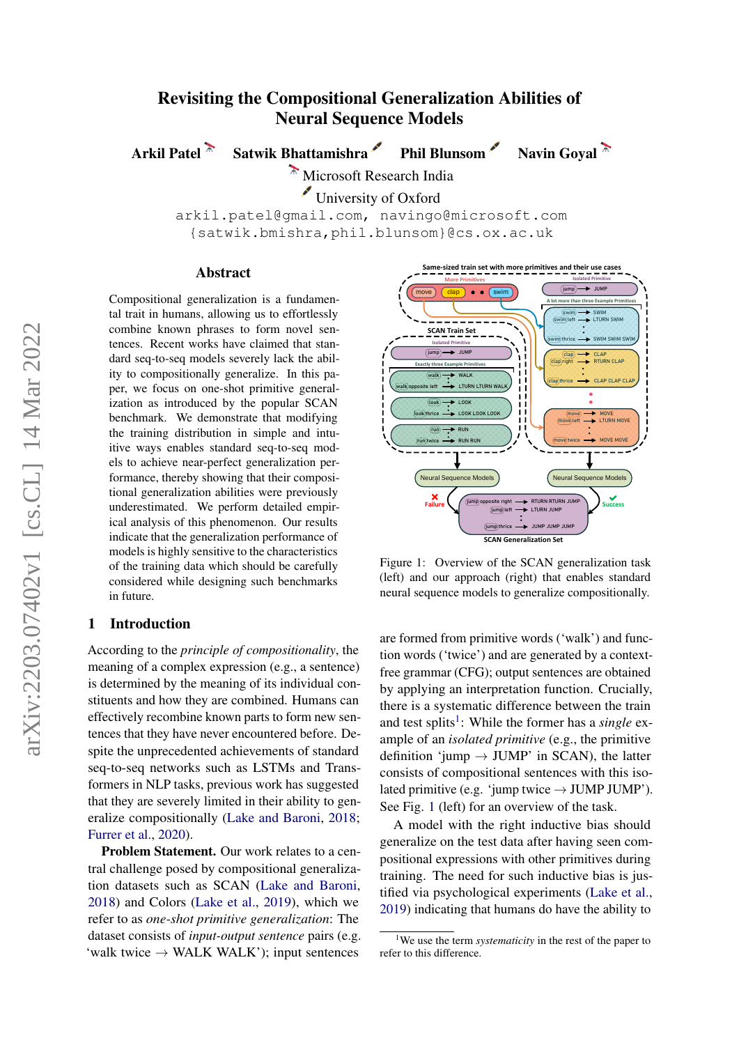# Revisiting the Compositional Generalization Abilities of Neural Sequence Models

**Arkil Patel** **Satwik Bhattamishra** **Phil Blunsom** **Navin Goyal**

Microsoft Research India

University of Oxford

arkil.patel@gmail.com, navingo@microsoft.com

{satwik.bmishra,phil.blunsom}@cs.ox.ac.uk

## Abstract

Compositional generalization is a fundamental trait in humans, allowing us to effortlessly combine known phrases to form novel sentences. Recent works have claimed that standard seq-to-seq models severely lack the ability to compositionally generalize. In this paper, we focus on one-shot primitive generalization as introduced by the popular SCAN benchmark. We demonstrate that modifying the training distribution in simple and intuitive ways enables standard seq-to-seq models to achieve near-perfect generalization performance, thereby showing that their compositional generalization abilities were previously underestimated. We perform detailed empirical analysis of this phenomenon. Our results indicate that the generalization performance of models is highly sensitive to the characteristics of the training data which should be carefully considered while designing such benchmarks in future.

Figure 1: Overview of the SCAN generalization task (left) and our approach (right) that enables standard neural sequence models to generalize compositionally.

## 1 Introduction

According to the *principle of compositionality*, the meaning of a complex expression (e.g., a sentence) is determined by the meaning of its individual constituents and how they are combined. Humans can effectively recombine known parts to form new sentences that they have never encountered before. Despite the unprecedented achievements of standard seq-to-seq networks such as LSTMs and Transformers in NLP tasks, previous work has suggested that they are severely limited in their ability to generalize compositionally (Lake and Baroni, 2018; Furrer et al., 2020).

**Problem Statement.** Our work relates to a central challenge posed by compositional generalization datasets such as SCAN (Lake and Baroni, 2018) and Colors (Lake et al., 2019), which we refer to as *one-shot primitive generalization*: The dataset consists of *input-output sentence* pairs (e.g. 'walk twice → WALK WALK'); input sentences are formed from primitive words ('walk') and function words ('twice') and are generated by a context-free grammar (CFG); output sentences are obtained by applying an interpretation function. Crucially, there is a systematic difference between the train and test splits[1]: While the former has a *single* example of an *isolated primitive* (e.g., the primitive definition 'jump → JUMP' in SCAN), the latter consists of compositional sentences with this isolated primitive (e.g. 'jump twice → JUMP JUMP'). See Fig. 1 (left) for an overview of the task.

A model with the right inductive bias should generalize on the test data after having seen compositional expressions with other primitives during training. The need for such inductive bias is justified via psychological experiments (Lake et al., 2019) indicating that humans do have the ability to

[1] We use the term *systematicity* in the rest of the paper to refer to this difference.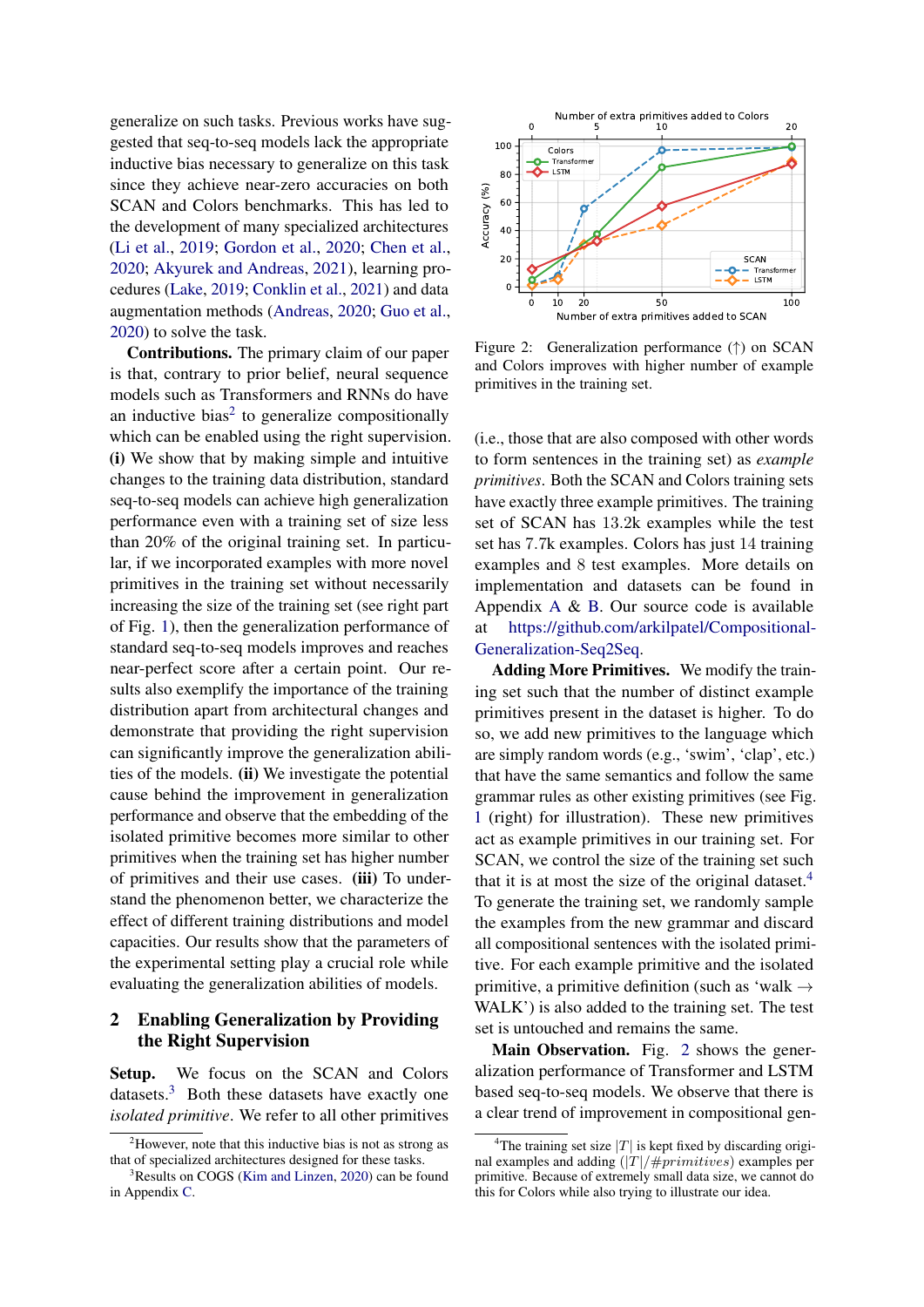generalize on such tasks. Previous works have suggested that seq-to-seq models lack the appropriate inductive bias necessary to generalize on this task since they achieve near-zero accuracies on both SCAN and Colors benchmarks. This has led to the development of many specialized architectures (Li et al., 2019; Gordon et al., 2020; Chen et al., 2020; Akyurek and Andreas, 2021), learning procedures (Lake, 2019; Conklin et al., 2021) and data augmentation methods (Andreas, 2020; Guo et al., 2020) to solve the task.

**Contributions.** The primary claim of our paper is that, contrary to prior belief, neural sequence models such as Transformers and RNNs do have an inductive bias[2] to generalize compositionally which can be enabled using the right supervision. **(i)** We show that by making simple and intuitive changes to the training data distribution, standard seq-to-seq models can achieve high generalization performance even with a training set of size less than 20% of the original training set. In particular, if we incorporated examples with more novel primitives in the training set without necessarily increasing the size of the training set (see right part of Fig. 1), then the generalization performance of standard seq-to-seq models improves and reaches near-perfect score after a certain point. Our results also exemplify the importance of the training distribution apart from architectural changes and demonstrate that providing the right supervision can significantly improve the generalization abilities of the models. **(ii)** We investigate the potential cause behind the improvement in generalization performance and observe that the embedding of the isolated primitive becomes more similar to other primitives when the training set has higher number of primitives and their use cases. **(iii)** To understand the phenomenon better, we characterize the effect of different training distributions and model capacities. Our results show that the parameters of the experimental setting play a crucial role while evaluating the generalization abilities of models.

## 2 Enabling Generalization by Providing the Right Supervision

**Setup.** We focus on the SCAN and Colors datasets.[3] Both these datasets have exactly one *isolated primitive*. We refer to all other primitives (i.e., those that are also composed with other words to form sentences in the training set) as *example primitives*. Both the SCAN and Colors training sets have exactly three example primitives. The training set of SCAN has 13.2k examples while the test set has 7.7k examples. Colors has just 14 training examples and 8 test examples. More details on implementation and datasets can be found in Appendix A & B. Our source code is available at https://github.com/arkilpatel/Compositional-Generalization-Seq2Seq.

Figure 2: Generalization performance (↑) on SCAN and Colors improves with higher number of example primitives in the training set.

**Adding More Primitives.** We modify the training set such that the number of distinct example primitives present in the dataset is higher. To do so, we add new primitives to the language which are simply random words (e.g., 'swim', 'clap', etc.) that have the same semantics and follow the same grammar rules as other existing primitives (see Fig. 1 (right) for illustration). These new primitives act as example primitives in our training set. For SCAN, we control the size of the training set such that it is at most the size of the original dataset.[4] To generate the training set, we randomly sample the examples from the new grammar and discard all compositional sentences with the isolated primitive. For each example primitive and the isolated primitive, a primitive definition (such as 'walk → WALK') is also added to the training set. The test set is untouched and remains the same.

**Main Observation.** Fig. 2 shows the generalization performance of Transformer and LSTM based seq-to-seq models. We observe that there is a clear trend of improvement in compositional gen-

[2] However, note that this inductive bias is not as strong as that of specialized architectures designed for these tasks.

[3] Results on COGS (Kim and Linzen, 2020) can be found in Appendix C.

[4] The training set size $|T|$ is kept fixed by discarding original examples and adding $(|T|/\#primitives)$ examples per primitive. Because of extremely small data size, we cannot do this for Colors while also trying to illustrate our idea.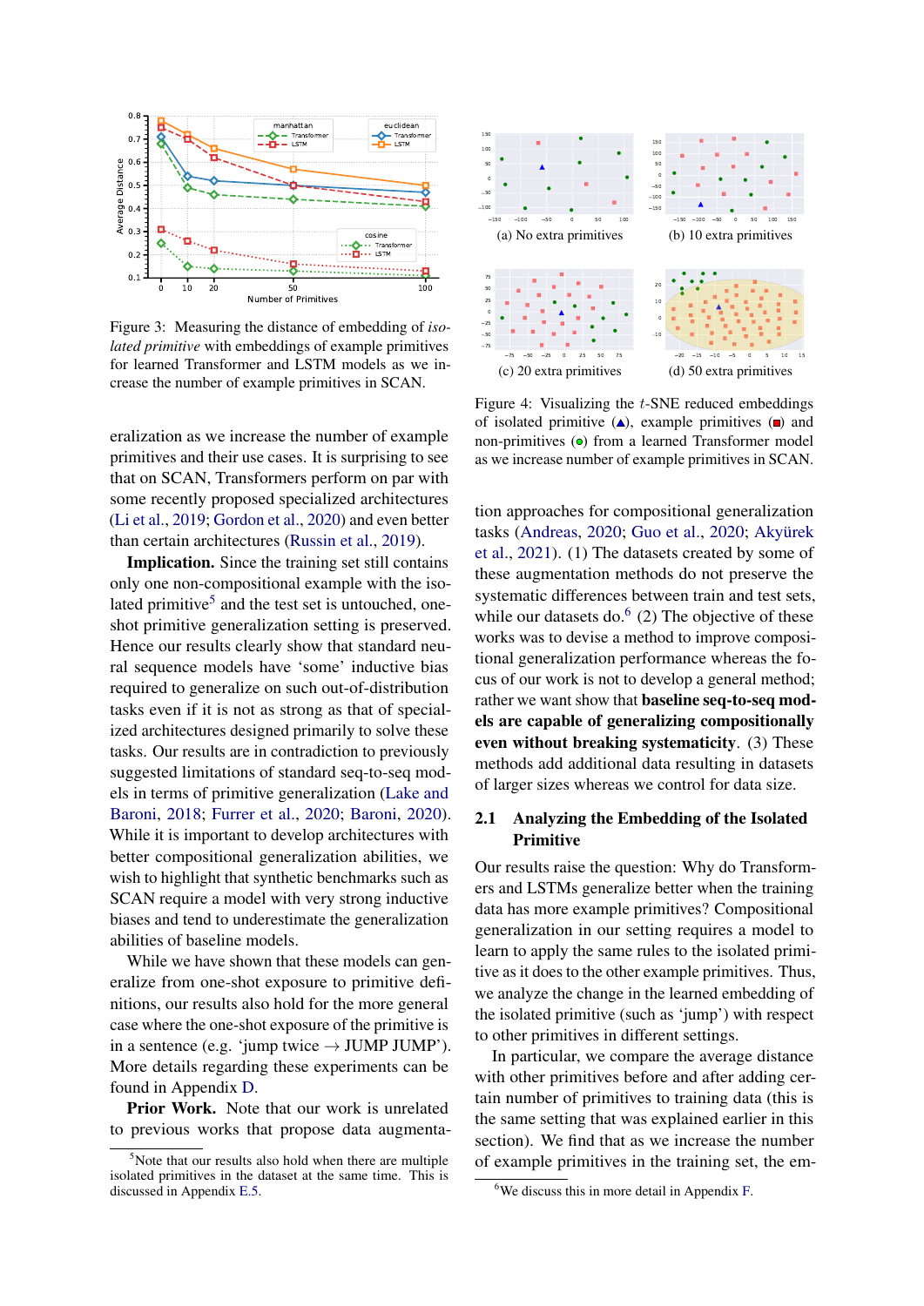Figure 3: Measuring the distance of embedding of *isolated primitive* with embeddings of example primitives for learned Transformer and LSTM models as we increase the number of example primitives in SCAN.

eralization as we increase the number of example primitives and their use cases. It is surprising to see that on SCAN, Transformers perform on par with some recently proposed specialized architectures (Li et al., 2019; Gordon et al., 2020) and even better than certain architectures (Russin et al., 2019).

**Implication.** Since the training set still contains only one non-compositional example with the isolated primitive[5] and the test set is untouched, one-shot primitive generalization setting is preserved. Hence our results clearly show that standard neural sequence models have 'some' inductive bias required to generalize on such out-of-distribution tasks even if it is not as strong as that of specialized architectures designed primarily to solve these tasks. Our results are in contradiction to previously suggested limitations of standard seq-to-seq models in terms of primitive generalization (Lake and Baroni, 2018; Furrer et al., 2020; Baroni, 2020). While it is important to develop architectures with better compositional generalization abilities, we wish to highlight that synthetic benchmarks such as SCAN require a model with very strong inductive biases and tend to underestimate the generalization abilities of baseline models.

While we have shown that these models can generalize from one-shot exposure to primitive definitions, our results also hold for the more general case where the one-shot exposure of the primitive is in a sentence (e.g. 'jump twice → JUMP JUMP'). More details regarding these experiments can be found in Appendix D.

**Prior Work.** Note that our work is unrelated to previous works that propose data augmentation approaches for compositional generalization tasks (Andreas, 2020; Guo et al., 2020; Akyürek et al., 2021). (1) The datasets created by some of these augmentation methods do not preserve the systematic differences between train and test sets, while our datasets do.[6] (2) The objective of these works was to devise a method to improve compositional generalization performance whereas the focus of our work is not to develop a general method; rather we want show that **baseline seq-to-seq models are capable of generalizing compositionally even without breaking systematicity**. (3) These methods add additional data resulting in datasets of larger sizes whereas we control for data size.

[5] Note that our results also hold when there are multiple isolated primitives in the dataset at the same time. This is discussed in Appendix E.5.

(a) No extra primitives (b) 10 extra primitives (c) 20 extra primitives (d) 50 extra primitives

Figure 4: Visualizing the $t$-SNE reduced embeddings of isolated primitive (▲), example primitives (■) and non-primitives (●) from a learned Transformer model as we increase number of example primitives in SCAN.

## 2.1 Analyzing the Embedding of the Isolated Primitive

Our results raise the question: Why do Transformers and LSTMs generalize better when the training data has more example primitives? Compositional generalization in our setting requires a model to learn to apply the same rules to the isolated primitive as it does to the other example primitives. Thus, we analyze the change in the learned embedding of the isolated primitive (such as 'jump') with respect to other primitives in different settings.

In particular, we compare the average distance with other primitives before and after adding certain number of primitives to training data (this is the same setting that was explained earlier in this section). We find that as we increase the number of example primitives in the training set, the em-

[6] We discuss this in more detail in Appendix F.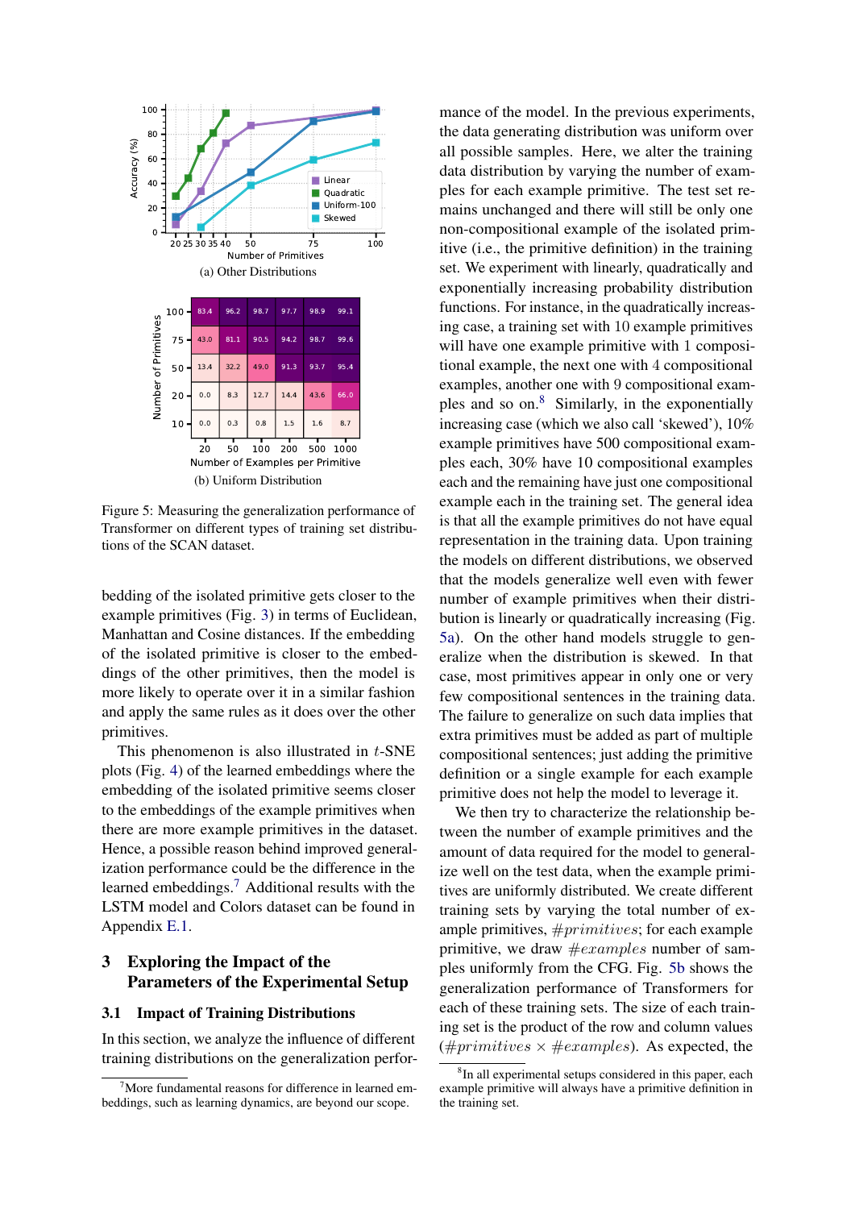(a) Other Distributions

| Number of Primitives | 20 | 50 | 100 | 200 | 500 | 1000 |
|---|---|---|---|---|---|---|
| 100 | 83.4 | 96.2 | 98.7 | 97.7 | 98.9 | 99.1 |
| 75 | 43.0 | 81.1 | 90.5 | 94.2 | 98.7 | 99.6 |
| 50 | 13.4 | 32.2 | 49.0 | 91.3 | 93.7 | 95.4 |
| 20 | 0.0 | 8.3 | 12.7 | 14.4 | 43.6 | 66.0 |
| 10 | 0.0 | 0.3 | 0.8 | 1.5 | 1.6 | 8.7 |

Number of Examples per Primitive

(b) Uniform Distribution

Figure 5: Measuring the generalization performance of Transformer on different types of training set distributions of the SCAN dataset.

bedding of the isolated primitive gets closer to the example primitives (Fig. 3) in terms of Euclidean, Manhattan and Cosine distances. If the embedding of the isolated primitive is closer to the embeddings of the other primitives, then the model is more likely to operate over it in a similar fashion and apply the same rules as it does over the other primitives.

This phenomenon is also illustrated in $t$-SNE plots (Fig. 4) of the learned embeddings where the embedding of the isolated primitive seems closer to the embeddings of the example primitives when there are more example primitives in the dataset. Hence, a possible reason behind improved generalization performance could be the difference in the learned embeddings.[7] Additional results with the LSTM model and Colors dataset can be found in Appendix E.1.

## 3 Exploring the Impact of the Parameters of the Experimental Setup

### 3.1 Impact of Training Distributions

In this section, we analyze the influence of different training distributions on the generalization performance of the model. In the previous experiments, the data generating distribution was uniform over all possible samples. Here, we alter the training data distribution by varying the number of examples for each example primitive. The test set remains unchanged and there will still be only one non-compositional example of the isolated primitive (i.e., the primitive definition) in the training set. We experiment with linearly, quadratically and exponentially increasing probability distribution functions. For instance, in the quadratically increasing case, a training set with 10 example primitives will have one example primitive with 1 compositional example, the next one with 4 compositional examples, another one with 9 compositional examples and so on.[8] Similarly, in the exponentially increasing case (which we also call 'skewed'), 10% example primitives have 500 compositional examples each, 30% have 10 compositional examples each and the remaining have just one compositional example each in the training set. The general idea is that all the example primitives do not have equal representation in the training data. Upon training the models on different distributions, we observed that the models generalize well even with fewer number of example primitives when their distribution is linearly or quadratically increasing (Fig. 5a). On the other hand models struggle to generalize when the distribution is skewed. In that case, most primitives appear in only one or very few compositional sentences in the training data. The failure to generalize on such data implies that extra primitives must be added as part of multiple compositional sentences; just adding the primitive definition or a single example for each example primitive does not help the model to leverage it.

We then try to characterize the relationship between the number of example primitives and the amount of data required for the model to generalize well on the test data, when the example primitives are uniformly distributed. We create different training sets by varying the total number of example primitives, $\#primitives$; for each example primitive, we draw $\#examples$ number of samples uniformly from the CFG. Fig. 5b shows the generalization performance of Transformers for each of these training sets. The size of each training set is the product of the row and column values ($\#primitives \times \#examples$). As expected, the

[7] More fundamental reasons for difference in learned embeddings, such as learning dynamics, are beyond our scope.

[8] In all experimental setups considered in this paper, each example primitive will always have a primitive definition in the training set.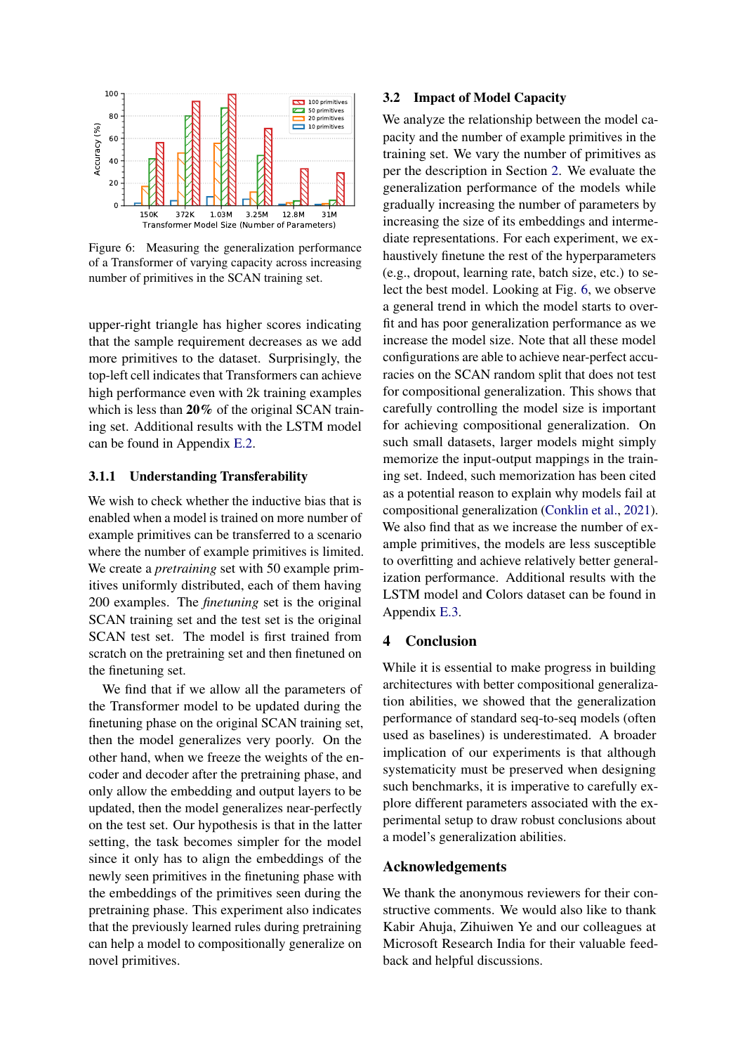Figure 6: Measuring the generalization performance of a Transformer of varying capacity across increasing number of primitives in the SCAN training set.

upper-right triangle has higher scores indicating that the sample requirement decreases as we add more primitives to the dataset. Surprisingly, the top-left cell indicates that Transformers can achieve high performance even with 2k training examples which is less than **20%** of the original SCAN training set. Additional results with the LSTM model can be found in Appendix E.2.

#### 3.1.1 Understanding Transferability

We wish to check whether the inductive bias that is enabled when a model is trained on more number of example primitives can be transferred to a scenario where the number of example primitives is limited. We create a *pretraining* set with 50 example primitives uniformly distributed, each of them having 200 examples. The *finetuning* set is the original SCAN training set and the test set is the original SCAN test set. The model is first trained from scratch on the pretraining set and then finetuned on the finetuning set.

We find that if we allow all the parameters of the Transformer model to be updated during the finetuning phase on the original SCAN training set, then the model generalizes very poorly. On the other hand, when we freeze the weights of the encoder and decoder after the pretraining phase, and only allow the embedding and output layers to be updated, then the model generalizes near-perfectly on the test set. Our hypothesis is that in the latter setting, the task becomes simpler for the model since it only has to align the embeddings of the newly seen primitives in the finetuning phase with the embeddings of the primitives seen during the pretraining phase. This experiment also indicates that the previously learned rules during pretraining can help a model to compositionally generalize on novel primitives.

### 3.2 Impact of Model Capacity

We analyze the relationship between the model capacity and the number of example primitives in the training set. We vary the number of primitives as per the description in Section 2. We evaluate the generalization performance of the models while gradually increasing the number of parameters by increasing the size of its embeddings and intermediate representations. For each experiment, we exhaustively finetune the rest of the hyperparameters (e.g., dropout, learning rate, batch size, etc.) to select the best model. Looking at Fig. 6, we observe a general trend in which the model starts to overfit and has poor generalization performance as we increase the model size. Note that all these model configurations are able to achieve near-perfect accuracies on the SCAN random split that does not test for compositional generalization. This shows that carefully controlling the model size is important for achieving compositional generalization. On such small datasets, larger models might simply memorize the input-output mappings in the training set. Indeed, such memorization has been cited as a potential reason to explain why models fail at compositional generalization (Conklin et al., 2021). We also find that as we increase the number of example primitives, the models are less susceptible to overfitting and achieve relatively better generalization performance. Additional results with the LSTM model and Colors dataset can be found in Appendix E.3.

## 4 Conclusion

While it is essential to make progress in building architectures with better compositional generalization abilities, we showed that the generalization performance of standard seq-to-seq models (often used as baselines) is underestimated. A broader implication of our experiments is that although systematicity must be preserved when designing such benchmarks, it is imperative to carefully explore different parameters associated with the experimental setup to draw robust conclusions about a model's generalization abilities.

## Acknowledgements

We thank the anonymous reviewers for their constructive comments. We would also like to thank Kabir Ahuja, Zihuiwen Ye and our colleagues at Microsoft Research India for their valuable feedback and helpful discussions.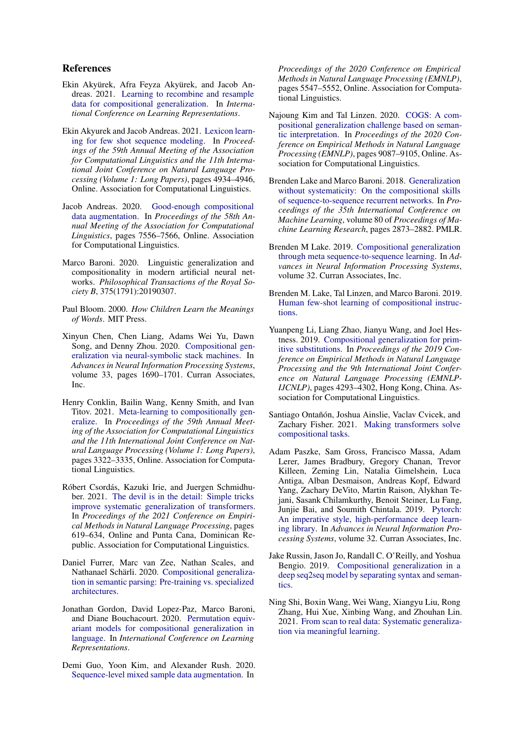## References

Ekin Akyürek, Afra Feyza Akyürek, and Jacob Andreas. 2021. Learning to recombine and resample data for compositional generalization. In *International Conference on Learning Representations*.

Ekin Akyurek and Jacob Andreas. 2021. Lexicon learning for few shot sequence modeling. In *Proceedings of the 59th Annual Meeting of the Association for Computational Linguistics and the 11th International Joint Conference on Natural Language Processing (Volume 1: Long Papers)*, pages 4934–4946, Online. Association for Computational Linguistics.

Jacob Andreas. 2020. Good-enough compositional data augmentation. In *Proceedings of the 58th Annual Meeting of the Association for Computational Linguistics*, pages 7556–7566, Online. Association for Computational Linguistics.

Marco Baroni. 2020. Linguistic generalization and compositionality in modern artificial neural networks. *Philosophical Transactions of the Royal Society B*, 375(1791):20190307.

Paul Bloom. 2000. *How Children Learn the Meanings of Words*. MIT Press.

Xinyun Chen, Chen Liang, Adams Wei Yu, Dawn Song, and Denny Zhou. 2020. Compositional generalization via neural-symbolic stack machines. In *Advances in Neural Information Processing Systems*, volume 33, pages 1690–1701. Curran Associates, Inc.

Henry Conklin, Bailin Wang, Kenny Smith, and Ivan Titov. 2021. Meta-learning to compositionally generalize. In *Proceedings of the 59th Annual Meeting of the Association for Computational Linguistics and the 11th International Joint Conference on Natural Language Processing (Volume 1: Long Papers)*, pages 3322–3335, Online. Association for Computational Linguistics.

Róbert Csordás, Kazuki Irie, and Juergen Schmidhuber. 2021. The devil is in the detail: Simple tricks improve systematic generalization of transformers. In *Proceedings of the 2021 Conference on Empirical Methods in Natural Language Processing*, pages 619–634, Online and Punta Cana, Dominican Republic. Association for Computational Linguistics.

Daniel Furrer, Marc van Zee, Nathan Scales, and Nathanael Schärli. 2020. Compositional generalization in semantic parsing: Pre-training vs. specialized architectures.

Jonathan Gordon, David Lopez-Paz, Marco Baroni, and Diane Bouchacourt. 2020. Permutation equivariant models for compositional generalization in language. In *International Conference on Learning Representations*.

Demi Guo, Yoon Kim, and Alexander Rush. 2020. Sequence-level mixed sample data augmentation. In *Proceedings of the 2020 Conference on Empirical Methods in Natural Language Processing (EMNLP)*, pages 5547–5552, Online. Association for Computational Linguistics.

Najoung Kim and Tal Linzen. 2020. COGS: A compositional generalization challenge based on semantic interpretation. In *Proceedings of the 2020 Conference on Empirical Methods in Natural Language Processing (EMNLP)*, pages 9087–9105, Online. Association for Computational Linguistics.

Brenden Lake and Marco Baroni. 2018. Generalization without systematicity: On the compositional skills of sequence-to-sequence recurrent networks. In *Proceedings of the 35th International Conference on Machine Learning*, volume 80 of *Proceedings of Machine Learning Research*, pages 2873–2882. PMLR.

Brenden M Lake. 2019. Compositional generalization through meta sequence-to-sequence learning. In *Advances in Neural Information Processing Systems*, volume 32. Curran Associates, Inc.

Brenden M. Lake, Tal Linzen, and Marco Baroni. 2019. Human few-shot learning of compositional instructions.

Yuanpeng Li, Liang Zhao, Jianyu Wang, and Joel Hestness. 2019. Compositional generalization for primitive substitutions. In *Proceedings of the 2019 Conference on Empirical Methods in Natural Language Processing and the 9th International Joint Conference on Natural Language Processing (EMNLP-IJCNLP)*, pages 4293–4302, Hong Kong, China. Association for Computational Linguistics.

Santiago Ontañón, Joshua Ainslie, Vaclav Cvicek, and Zachary Fisher. 2021. Making transformers solve compositional tasks.

Adam Paszke, Sam Gross, Francisco Massa, Adam Lerer, James Bradbury, Gregory Chanan, Trevor Killeen, Zeming Lin, Natalia Gimelshein, Luca Antiga, Alban Desmaison, Andreas Kopf, Edward Yang, Zachary DeVito, Martin Raison, Alykhan Tejani, Sasank Chilamkurthy, Benoit Steiner, Lu Fang, Junjie Bai, and Soumith Chintala. 2019. Pytorch: An imperative style, high-performance deep learning library. In *Advances in Neural Information Processing Systems*, volume 32. Curran Associates, Inc.

Jake Russin, Jason Jo, Randall C. O'Reilly, and Yoshua Bengio. 2019. Compositional generalization in a deep seq2seq model by separating syntax and semantics.

Ning Shi, Boxin Wang, Wei Wang, Xiangyu Liu, Rong Zhang, Hui Xue, Xinbing Wang, and Zhouhan Lin. 2021. From scan to real data: Systematic generalization via meaningful learning.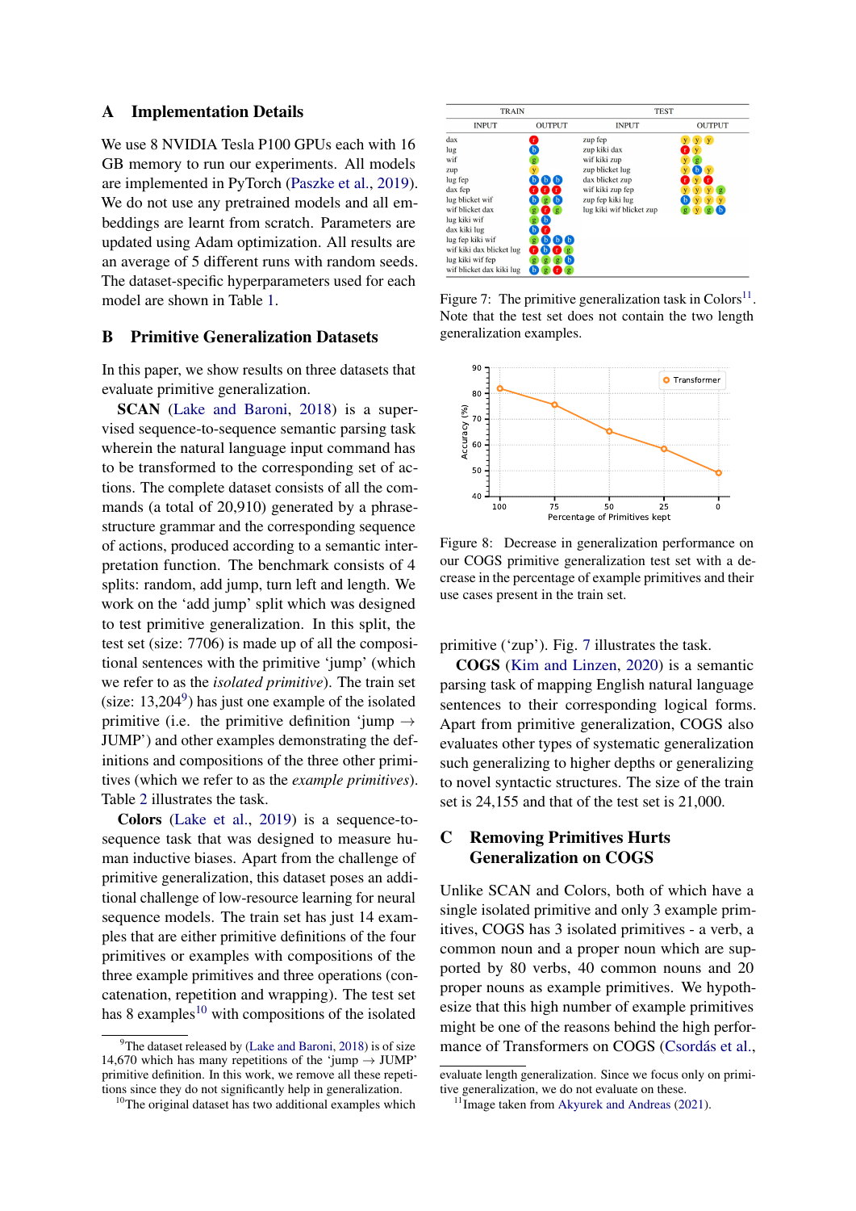## A Implementation Details

We use 8 NVIDIA Tesla P100 GPUs each with 16 GB memory to run our experiments. All models are implemented in PyTorch (Paszke et al., 2019). We do not use any pretrained models and all embeddings are learnt from scratch. Parameters are updated using Adam optimization. All results are an average of 5 different runs with random seeds. The dataset-specific hyperparameters used for each model are shown in Table 1.

## B Primitive Generalization Datasets

In this paper, we show results on three datasets that evaluate primitive generalization.

**SCAN** (Lake and Baroni, 2018) is a supervised sequence-to-sequence semantic parsing task wherein the natural language input command has to be transformed to the corresponding set of actions. The complete dataset consists of all the commands (a total of 20,910) generated by a phrase-structure grammar and the corresponding sequence of actions, produced according to a semantic interpretation function. The benchmark consists of 4 splits: random, add jump, turn left and length. We work on the 'add jump' split which was designed to test primitive generalization. In this split, the test set (size: 7706) is made up of all the compositional sentences with the primitive 'jump' (which we refer to as the *isolated primitive*). The train set (size: 13,204[9]) has just one example of the isolated primitive (i.e. the primitive definition 'jump → JUMP') and other examples demonstrating the definitions and compositions of the three other primitives (which we refer to as the *example primitives*). Table 2 illustrates the task.

**Colors** (Lake et al., 2019) is a sequence-to-sequence task that was designed to measure human inductive biases. Apart from the challenge of primitive generalization, this dataset poses an additional challenge of low-resource learning for neural sequence models. The train set has just 14 examples that are either primitive definitions of the four primitives or examples with compositions of the three example primitives and three operations (concatenation, repetition and wrapping). The test set has 8 examples[10] with compositions of the isolated primitive ('zup'). Fig. 7 illustrates the task.

| TRAIN INPUT | TRAIN OUTPUT | TEST INPUT | TEST OUTPUT |
|---|---|---|---|
| dax | r | zup fep | y y y |
| lug | b | zup kiki dax | r y |
| wif | g | wif kiki zup | y g |
| zup | y | zup blicket lug | y b y |
| lug fep | b b b | dax blicket zup | r y r |
| dax fep | r r r | wif kiki zup fep | y y y g |
| lug blicket wif | b g b | zup fep kiki lug | b y y y |
| wif blicket dax | g r g | lug kiki wif blicket zup | g y g b |
| lug kiki wif | g b | | |
| dax kiki lug | b r | | |
| lug fep kiki wif | g b b b | | |
| wif kiki dax blicket lug | r b r g | | |
| lug kiki wif fep | g g g b | | |
| wif blicket dax kiki lug | b g r g | | |

Figure 7: The primitive generalization task in Colors[11]. Note that the test set does not contain the two length generalization examples.

Figure 8: Decrease in generalization performance on our COGS primitive generalization test set with a decrease in the percentage of example primitives and their use cases present in the train set.

**COGS** (Kim and Linzen, 2020) is a semantic parsing task of mapping English natural language sentences to their corresponding logical forms. Apart from primitive generalization, COGS also evaluates other types of systematic generalization such generalizing to higher depths or generalizing to novel syntactic structures. The size of the train set is 24,155 and that of the test set is 21,000.

## C Removing Primitives Hurts Generalization on COGS

Unlike SCAN and Colors, both of which have a single isolated primitive and only 3 example primitives, COGS has 3 isolated primitives - a verb, a common noun and a proper noun which are supported by 80 verbs, 40 common nouns and 20 proper nouns as example primitives. We hypothesize that this high number of example primitives might be one of the reasons behind the high performance of Transformers on COGS (Csordás et al.,

---

[9]The dataset released by (Lake and Baroni, 2018) is of size 14,670 which has many repetitions of the 'jump → JUMP' primitive definition. In this work, we remove all these repetitions since they do not significantly help in generalization.

[10]The original dataset has two additional examples which evaluate length generalization. Since we focus only on primitive generalization, we do not evaluate on these.

[11]Image taken from Akyurek and Andreas (2021).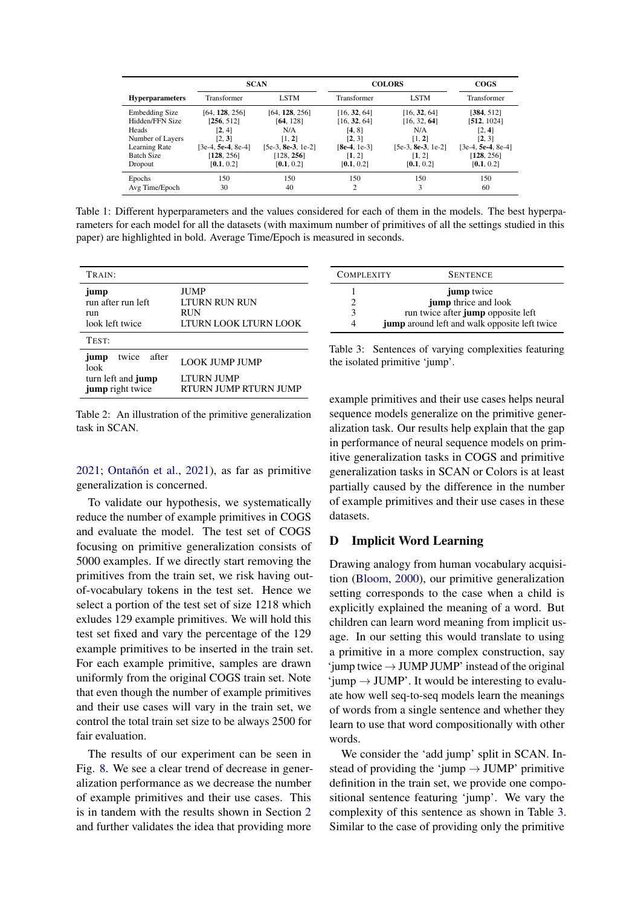| Hyperparameters | SCAN | | COLORS | | COGS |
|---|---|---|---|---|---|
| | Transformer | LSTM | Transformer | LSTM | Transformer |
| Embedding Size | [64, **128**, 256] | [64, **128**, 256] | [16, **32**, 64] | [16, **32**, 64] | [**384**, 512] |
| Hidden/FFN Size | [**256**, 512] | [**64**, 128] | [16, **32**, 64] | [16, 32, **64**] | [**512**, 1024] |
| Heads | [**2**, 4] | N/A | [**4**, 8] | N/A | [2, **4**] |
| Number of Layers | [2, **3**] | [1, **2**] | [**2**, 3] | [1, **2**] | [**2**, 3] |
| Learning Rate | [3e-4, **5e-4**, 8e-4] | [5e-3, **8e-3**, 1e-2] | [**8e-4**, 1e-3] | [5e-3, **8e-3**, 1e-2] | [3e-4, **5e-4**, 8e-4] |
| Batch Size | [**128**, 256] | [128, **256**] | [**1**, 2] | [**1**, 2] | [**128**, 256] |
| Dropout | [**0.1**, 0.2] | [**0.1**, 0.2] | [**0.1**, 0.2] | [**0.1**, 0.2] | [**0.1**, 0.2] |
| Epochs | 150 | 150 | 150 | 150 | 150 |
| Avg Time/Epoch | 30 | 40 | 2 | 3 | 60 |

Table 1: Different hyperparameters and the values considered for each of them in the models. The best hyperparameters for each model for all the datasets (with maximum number of primitives of all the settings studied in this paper) are highlighted in bold. Average Time/Epoch is measured in seconds.

| TRAIN: | |
|---|---|
| **jump** | JUMP |
| run after run left | LTURN RUN RUN |
| run | RUN |
| look left twice | LTURN LOOK LTURN LOOK |
| TEST: | |
| **jump** twice after look | LOOK JUMP JUMP |
| turn left and **jump** | LTURN JUMP |
| **jump** right twice | RTURN JUMP RTURN JUMP |

Table 2: An illustration of the primitive generalization task in SCAN.

2021; Ontañón et al., 2021), as far as primitive generalization is concerned.

To validate our hypothesis, we systematically reduce the number of example primitives in COGS and evaluate the model. The test set of COGS focusing on primitive generalization consists of 5000 examples. If we directly start removing the primitives from the train set, we risk having out-of-vocabulary tokens in the test set. Hence we select a portion of the test set of size 1218 which exludes 129 example primitives. We will hold this test set fixed and vary the percentage of the 129 example primitives to be inserted in the train set. For each example primitive, samples are drawn uniformly from the original COGS train set. Note that even though the number of example primitives and their use cases will vary in the train set, we control the total train set size to be always 2500 for fair evaluation.

The results of our experiment can be seen in Fig. 8. We see a clear trend of decrease in generalization performance as we decrease the number of example primitives and their use cases. This is in tandem with the results shown in Section 2 and further validates the idea that providing more example primitives and their use cases helps neural sequence models generalize on the primitive generalization task. Our results help explain that the gap in performance of neural sequence models on primitive generalization tasks in COGS and primitive generalization tasks in SCAN or Colors is at least partially caused by the difference in the number of example primitives and their use cases in these datasets.

| COMPLEXITY | SENTENCE |
|---|---|
| 1 | **jump** twice |
| 2 | **jump** thrice and look |
| 3 | run twice after **jump** opposite left |
| 4 | **jump** around left and walk opposite left twice |

Table 3: Sentences of varying complexities featuring the isolated primitive 'jump'.

# D Implicit Word Learning

Drawing analogy from human vocabulary acquisition (Bloom, 2000), our primitive generalization setting corresponds to the case when a child is explicitly explained the meaning of a word. But children can learn word meaning from implicit usage. In our setting this would translate to using a primitive in a more complex construction, say 'jump twice → JUMP JUMP' instead of the original 'jump → JUMP'. It would be interesting to evaluate how well seq-to-seq models learn the meanings of words from a single sentence and whether they learn to use that word compositionally with other words.

We consider the 'add jump' split in SCAN. Instead of providing the 'jump → JUMP' primitive definition in the train set, we provide one compositional sentence featuring 'jump'. We vary the complexity of this sentence as shown in Table 3. Similar to the case of providing only the primitive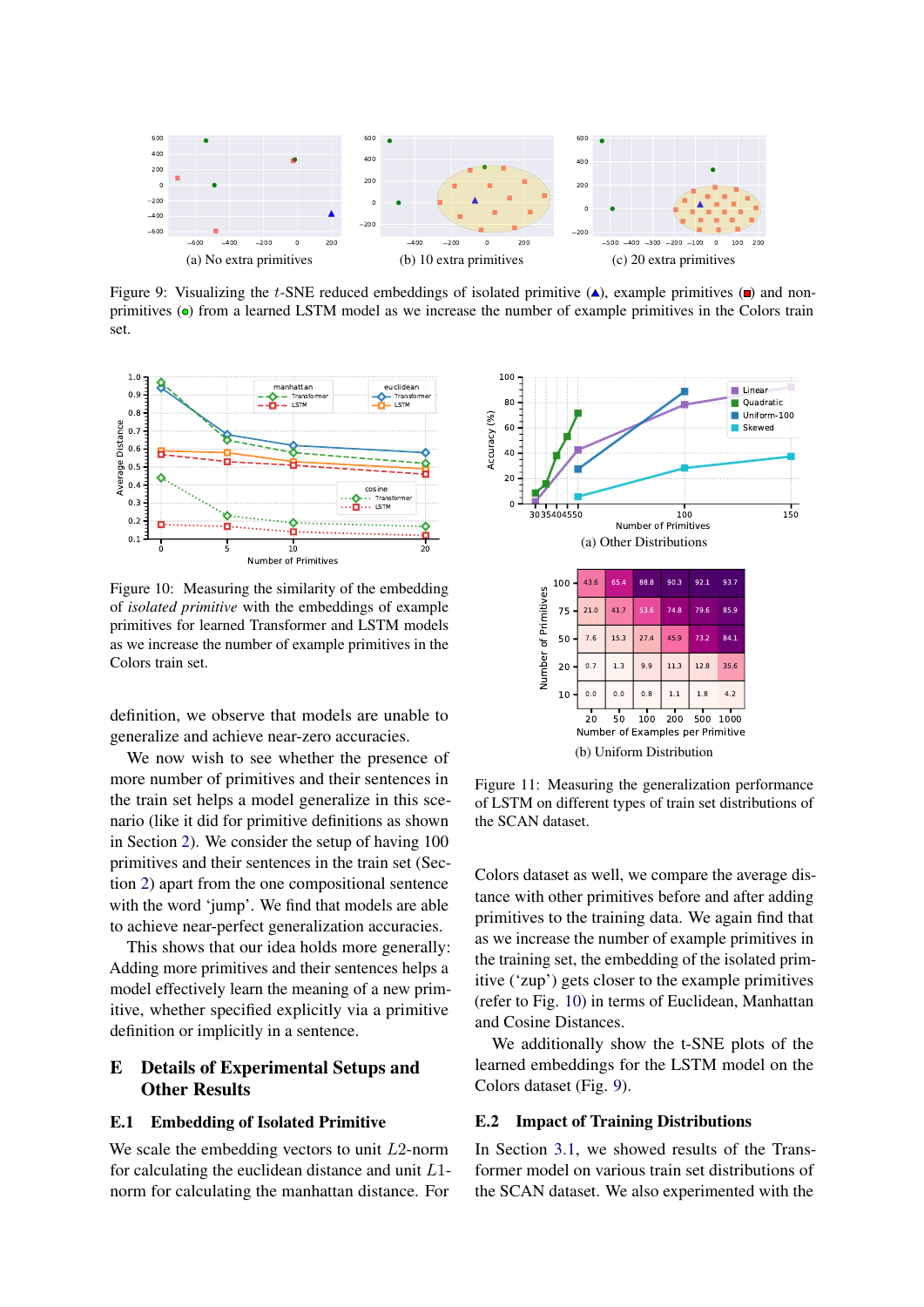(a) No extra primitives

(b) 10 extra primitives

(c) 20 extra primitives

Figure 9: Visualizing the $t$-SNE reduced embeddings of isolated primitive (▲), example primitives (■) and non-primitives (●) from a learned LSTM model as we increase the number of example primitives in the Colors train set.

Figure 10: Measuring the similarity of the embedding of *isolated primitive* with the embeddings of example primitives for learned Transformer and LSTM models as we increase the number of example primitives in the Colors train set.

definition, we observe that models are unable to generalize and achieve near-zero accuracies.

We now wish to see whether the presence of more number of primitives and their sentences in the train set helps a model generalize in this scenario (like it did for primitive definitions as shown in Section 2). We consider the setup of having 100 primitives and their sentences in the train set (Section 2) apart from the one compositional sentence with the word 'jump'. We find that models are able to achieve near-perfect generalization accuracies.

This shows that our idea holds more generally: Adding more primitives and their sentences helps a model effectively learn the meaning of a new primitive, whether specified explicitly via a primitive definition or implicitly in a sentence.

## E Details of Experimental Setups and Other Results

### E.1 Embedding of Isolated Primitive

We scale the embedding vectors to unit $L2$-norm for calculating the euclidean distance and unit $L1$-norm for calculating the manhattan distance. For

(a) Other Distributions

| Number of Primitives \ Number of Examples per Primitive | 20 | 50 | 100 | 200 | 500 | 1000 |
|---|---|---|---|---|---|---|
| 100 | 43.6 | 65.4 | 88.8 | 90.3 | 92.1 | 93.7 |
| 75 | 21.0 | 41.7 | 53.6 | 74.8 | 79.6 | 85.9 |
| 50 | 7.6 | 15.3 | 27.4 | 45.9 | 73.2 | 84.1 |
| 20 | 0.7 | 1.3 | 9.9 | 11.3 | 12.8 | 35.6 |
| 10 | 0.0 | 0.0 | 0.8 | 1.1 | 1.8 | 4.2 |

(b) Uniform Distribution

Figure 11: Measuring the generalization performance of LSTM on different types of train set distributions of the SCAN dataset.

Colors dataset as well, we compare the average distance with other primitives before and after adding primitives to the training data. We again find that as we increase the number of example primitives in the training set, the embedding of the isolated primitive ('zup') gets closer to the example primitives (refer to Fig. 10) in terms of Euclidean, Manhattan and Cosine Distances.

We additionally show the t-SNE plots of the learned embeddings for the LSTM model on the Colors dataset (Fig. 9).

### E.2 Impact of Training Distributions

In Section 3.1, we showed results of the Transformer model on various train set distributions of the SCAN dataset. We also experimented with the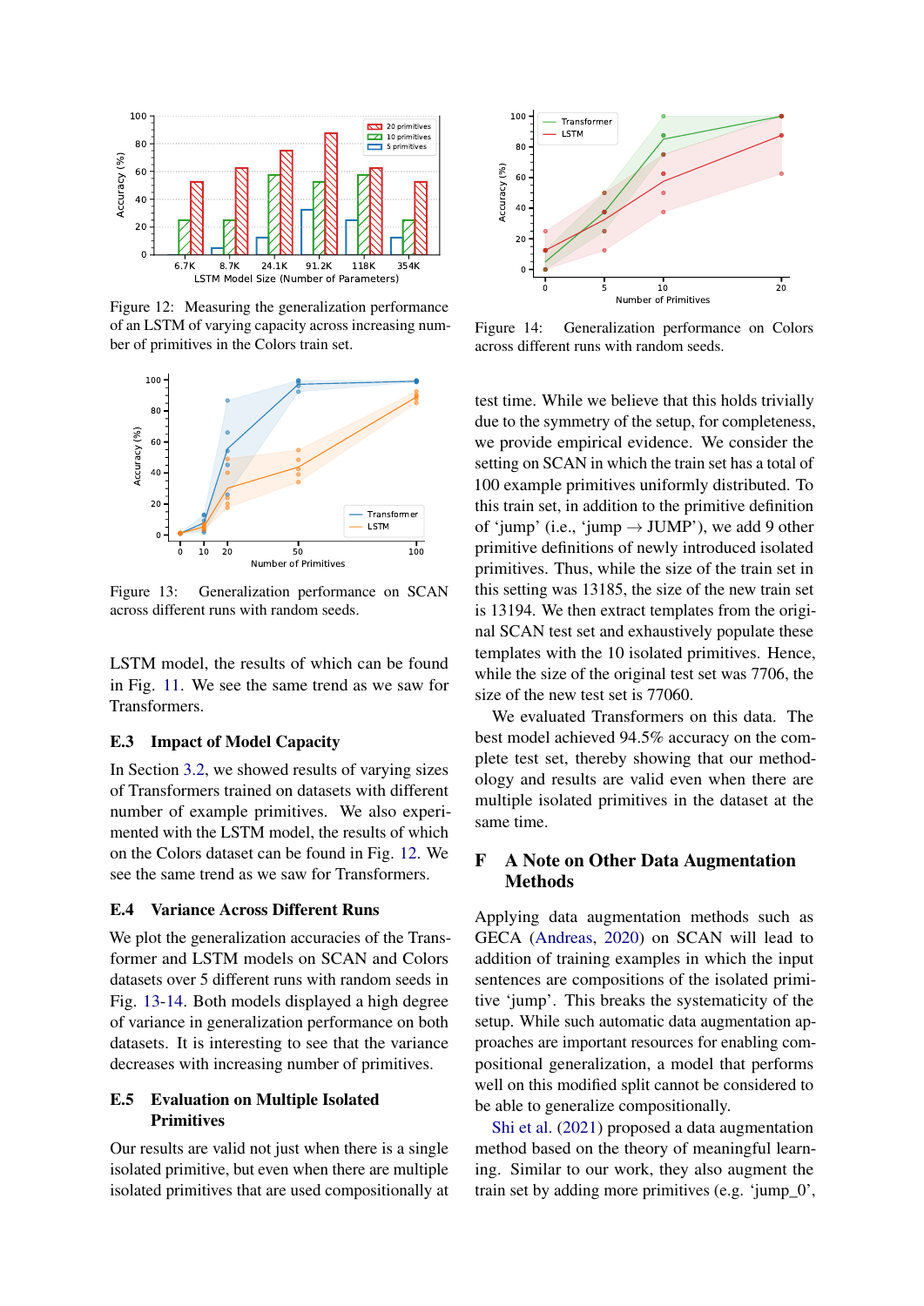Figure 12: Measuring the generalization performance of an LSTM of varying capacity across increasing number of primitives in the Colors train set.

Figure 13: Generalization performance on SCAN across different runs with random seeds.

Figure 14: Generalization performance on Colors across different runs with random seeds.

LSTM model, the results of which can be found in Fig. 11. We see the same trend as we saw for Transformers.

### E.3 Impact of Model Capacity

In Section 3.2, we showed results of varying sizes of Transformers trained on datasets with different number of example primitives. We also experimented with the LSTM model, the results of which on the Colors dataset can be found in Fig. 12. We see the same trend as we saw for Transformers.

### E.4 Variance Across Different Runs

We plot the generalization accuracies of the Transformer and LSTM models on SCAN and Colors datasets over 5 different runs with random seeds in Fig. 13-14. Both models displayed a high degree of variance in generalization performance on both datasets. It is interesting to see that the variance decreases with increasing number of primitives.

### E.5 Evaluation on Multiple Isolated Primitives

Our results are valid not just when there is a single isolated primitive, but even when there are multiple isolated primitives that are used compositionally at test time. While we believe that this holds trivially due to the symmetry of the setup, for completeness, we provide empirical evidence. We consider the setting on SCAN in which the train set has a total of 100 example primitives uniformly distributed. To this train set, in addition to the primitive definition of 'jump' (i.e., 'jump $\rightarrow$ JUMP'), we add 9 other primitive definitions of newly introduced isolated primitives. Thus, while the size of the train set in this setting was 13185, the size of the new train set is 13194. We then extract templates from the original SCAN test set and exhaustively populate these templates with the 10 isolated primitives. Hence, while the size of the original test set was 7706, the size of the new test set is 77060.

We evaluated Transformers on this data. The best model achieved 94.5% accuracy on the complete test set, thereby showing that our methodology and results are valid even when there are multiple isolated primitives in the dataset at the same time.

## F A Note on Other Data Augmentation Methods

Applying data augmentation methods such as GECA (Andreas, 2020) on SCAN will lead to addition of training examples in which the input sentences are compositions of the isolated primitive 'jump'. This breaks the systematicity of the setup. While such automatic data augmentation approaches are important resources for enabling compositional generalization, a model that performs well on this modified split cannot be considered to be able to generalize compositionally.

Shi et al. (2021) proposed a data augmentation method based on the theory of meaningful learning. Similar to our work, they also augment the train set by adding more primitives (e.g. 'jump_0',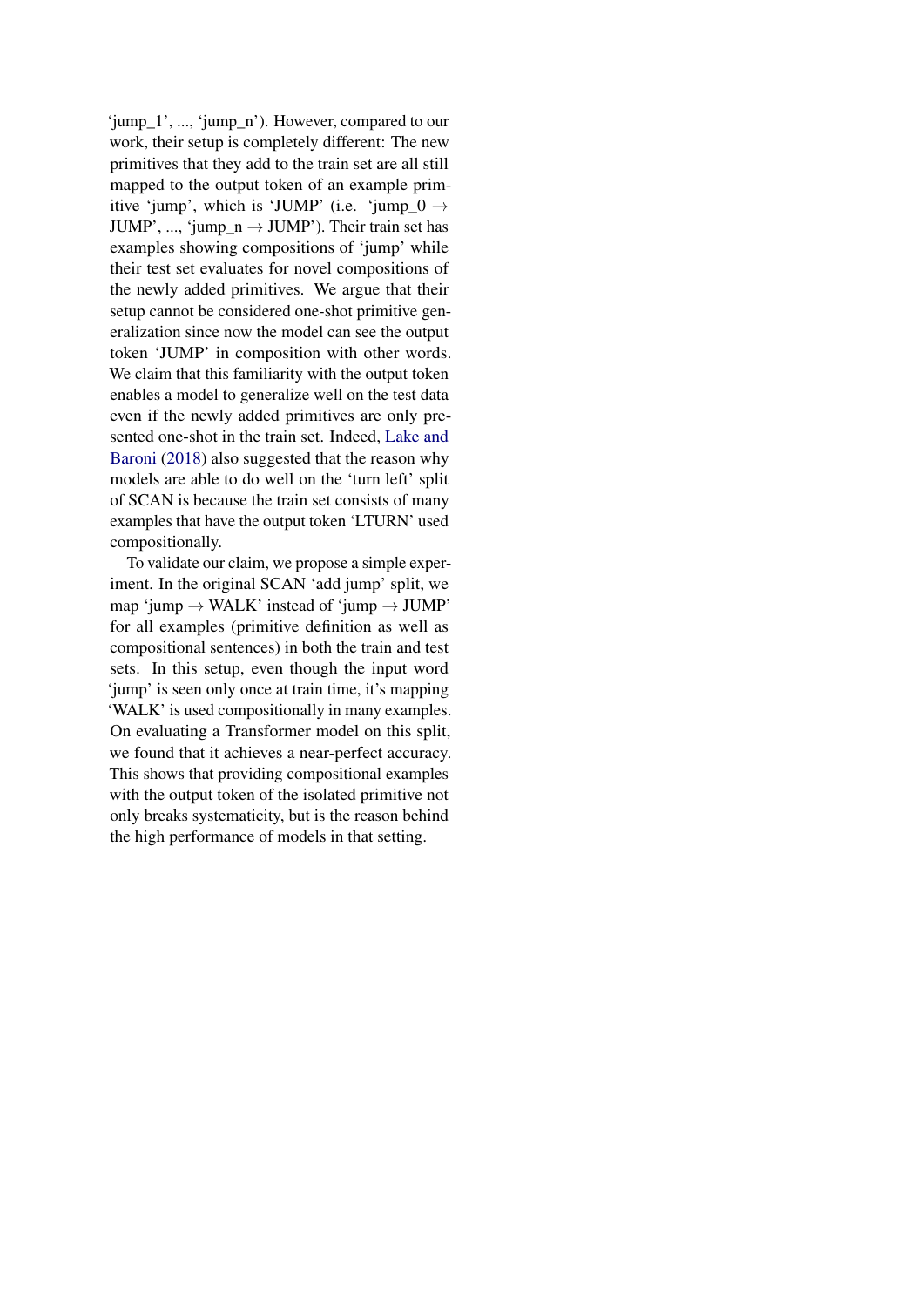'jump_1', ..., 'jump_n'). However, compared to our work, their setup is completely different: The new primitives that they add to the train set are all still mapped to the output token of an example primitive 'jump', which is 'JUMP' (i.e. 'jump_0 → JUMP', ..., 'jump_n → JUMP'). Their train set has examples showing compositions of 'jump' while their test set evaluates for novel compositions of the newly added primitives. We argue that their setup cannot be considered one-shot primitive generalization since now the model can see the output token 'JUMP' in composition with other words. We claim that this familiarity with the output token enables a model to generalize well on the test data even if the newly added primitives are only presented one-shot in the train set. Indeed, Lake and Baroni (2018) also suggested that the reason why models are able to do well on the 'turn left' split of SCAN is because the train set consists of many examples that have the output token 'LTURN' used compositionally.

To validate our claim, we propose a simple experiment. In the original SCAN 'add jump' split, we map 'jump → WALK' instead of 'jump → JUMP' for all examples (primitive definition as well as compositional sentences) in both the train and test sets. In this setup, even though the input word 'jump' is seen only once at train time, it's mapping 'WALK' is used compositionally in many examples. On evaluating a Transformer model on this split, we found that it achieves a near-perfect accuracy. This shows that providing compositional examples with the output token of the isolated primitive not only breaks systematicity, but is the reason behind the high performance of models in that setting.